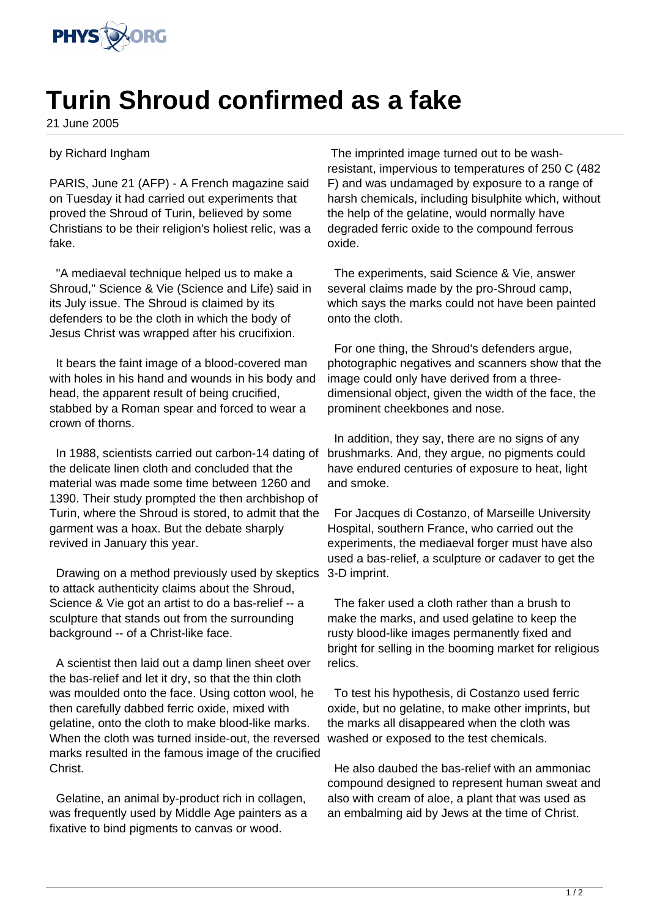# Turin Shroud confirmed as a fake

21 June 2005

by Richard Ingham

PARIS, June 21 (AFP) - A French magazine said on Tuesday it had carried out experiments that proved the Shroud of Turin, believed by some Christians to be their religion's holiest relic, was a fake.

"A mediaeval technique helped us to make a Shroud," Science & Vie (Science and Life) said in its July issue. The Shroud is claimed by its defenders to be the cloth in which the body of Jesus Christ was wrapped after his crucifixion.

It bears the faint image of a blood-covered man with holes in his hand and wounds in his body and head, the apparent result of being crucified, stabbed by a Roman spear and forced to wear a crown of thorns.

In 1988, scientists carried out carbon-14 dating of the delicate linen cloth and concluded that the material was made some time between 1260 and 1390. Their study prompted the then archbishop of Turin, where the Shroud is stored, to admit that the garment was a hoax. But the debate sharply revived in January this year.

Drawing on a method previously used by skeptics to attack authenticity claims about the Shroud, Science & Vie got an artist to do a bas-relief -- a sculpture that stands out from the surrounding background -- of a Christ-like face.

A scientist then laid out a damp linen sheet over the bas-relief and let it dry, so that the thin cloth was moulded onto the face. Using cotton wool, he then carefully dabbed ferric oxide, mixed with gelatine, onto the cloth to make blood-like marks. When the cloth was turned inside-out, the reversed marks resulted in the famous image of the crucified Christ.

Gelatine, an animal by-product rich in collagen, was frequently used by Middle Age painters as a fixative to bind pigments to canvas or wood.

The imprinted image turned out to be wash-resistant, impervious to temperatures of 250 C (482 F) and was undamaged by exposure to a range of harsh chemicals, including bisulphite which, without the help of the gelatine, would normally have degraded ferric oxide to the compound ferrous oxide.

The experiments, said Science & Vie, answer several claims made by the pro-Shroud camp, which says the marks could not have been painted onto the cloth.

For one thing, the Shroud's defenders argue, photographic negatives and scanners show that the image could only have derived from a three-dimensional object, given the width of the face, the prominent cheekbones and nose.

In addition, they say, there are no signs of any brushmarks. And, they argue, no pigments could have endured centuries of exposure to heat, light and smoke.

For Jacques di Costanzo, of Marseille University Hospital, southern France, who carried out the experiments, the mediaeval forger must have also used a bas-relief, a sculpture or cadaver to get the 3-D imprint.

The faker used a cloth rather than a brush to make the marks, and used gelatine to keep the rusty blood-like images permanently fixed and bright for selling in the booming market for religious relics.

To test his hypothesis, di Costanzo used ferric oxide, but no gelatine, to make other imprints, but the marks all disappeared when the cloth was washed or exposed to the test chemicals.

He also daubed the bas-relief with an ammoniac compound designed to represent human sweat and also with cream of aloe, a plant that was used as an embalming aid by Jews at the time of Christ.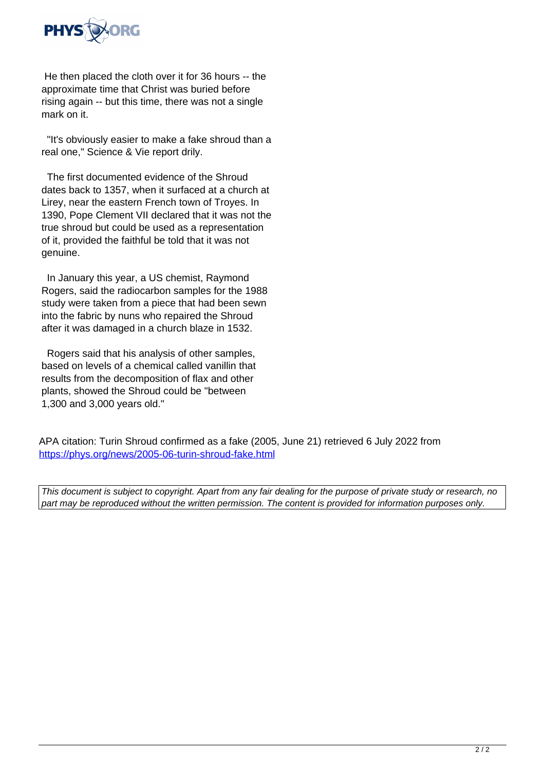He then placed the cloth over it for 36 hours -- the approximate time that Christ was buried before rising again -- but this time, there was not a single mark on it.

"It's obviously easier to make a fake shroud than a real one," Science & Vie report drily.

The first documented evidence of the Shroud dates back to 1357, when it surfaced at a church at Lirey, near the eastern French town of Troyes. In 1390, Pope Clement VII declared that it was not the true shroud but could be used as a representation of it, provided the faithful be told that it was not genuine.

In January this year, a US chemist, Raymond Rogers, said the radiocarbon samples for the 1988 study were taken from a piece that had been sewn into the fabric by nuns who repaired the Shroud after it was damaged in a church blaze in 1532.

Rogers said that his analysis of other samples, based on levels of a chemical called vanillin that results from the decomposition of flax and other plants, showed the Shroud could be "between 1,300 and 3,000 years old."

APA citation: Turin Shroud confirmed as a fake (2005, June 21) retrieved 6 July 2022 from https://phys.org/news/2005-06-turin-shroud-fake.html

*This document is subject to copyright. Apart from any fair dealing for the purpose of private study or research, no part may be reproduced without the written permission. The content is provided for information purposes only.*